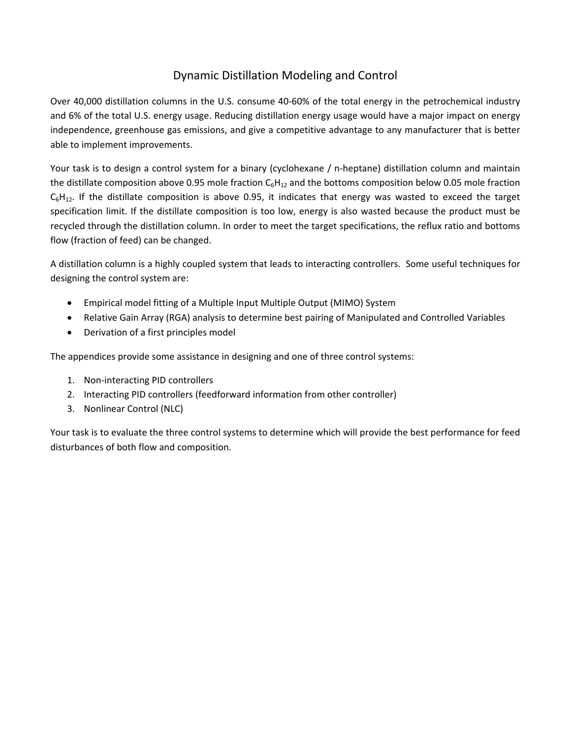# Dynamic Distillation Modeling and Control

Over 40,000 distillation columns in the U.S. consume 40-60% of the total energy in the petrochemical industry and 6% of the total U.S. energy usage. Reducing distillation energy usage would have a major impact on energy independence, greenhouse gas emissions, and give a competitive advantage to any manufacturer that is better able to implement improvements.

Your task is to design a control system for a binary (cyclohexane / n-heptane) distillation column and maintain the distillate composition above 0.95 mole fraction $C_6H_{12}$ and the bottoms composition below 0.05 mole fraction $C_6H_{12}$. If the distillate composition is above 0.95, it indicates that energy was wasted to exceed the target specification limit. If the distillate composition is too low, energy is also wasted because the product must be recycled through the distillation column. In order to meet the target specifications, the reflux ratio and bottoms flow (fraction of feed) can be changed.

A distillation column is a highly coupled system that leads to interacting controllers. Some useful techniques for designing the control system are:

- Empirical model fitting of a Multiple Input Multiple Output (MIMO) System
- Relative Gain Array (RGA) analysis to determine best pairing of Manipulated and Controlled Variables
- Derivation of a first principles model

The appendices provide some assistance in designing and one of three control systems:

1. Non-interacting PID controllers
2. Interacting PID controllers (feedforward information from other controller)
3. Nonlinear Control (NLC)

Your task is to evaluate the three control systems to determine which will provide the best performance for feed disturbances of both flow and composition.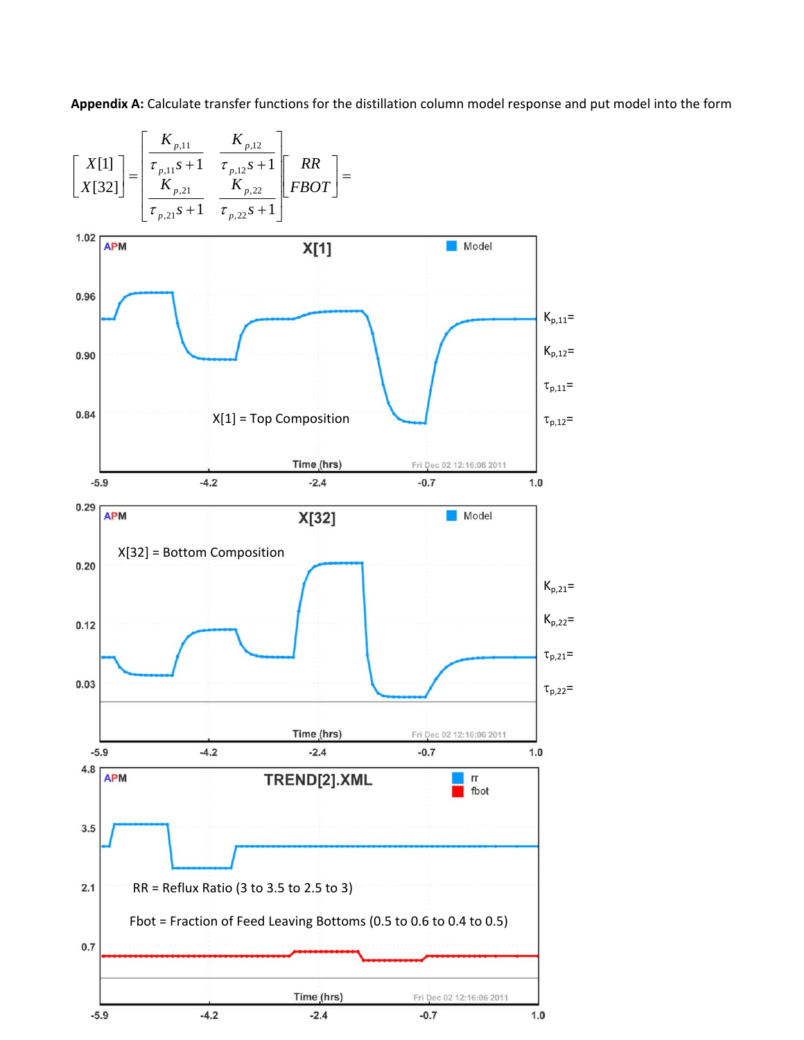**Appendix A:** Calculate transfer functions for the distillation column model response and put model into the form

$$\begin{bmatrix} X[1] \\ X[32] \end{bmatrix} = \begin{bmatrix} \dfrac{K_{p,11}}{\tau_{p,11}s+1} & \dfrac{K_{p,12}}{\tau_{p,12}s+1} \\ \dfrac{K_{p,21}}{\tau_{p,21}s+1} & \dfrac{K_{p,22}}{\tau_{p,22}s+1} \end{bmatrix} \begin{bmatrix} RR \\ FBOT \end{bmatrix} =$$

X[1] = Top Composition

$K_{p,11}$=

$K_{p,12}$=

$\tau_{p,11}$=

$\tau_{p,12}$=

X[32] = Bottom Composition

$K_{p,21}$=

$K_{p,22}$=

$\tau_{p,21}$=

$\tau_{p,22}$=

RR = Reflux Ratio (3 to 3.5 to 2.5 to 3)

Fbot = Fraction of Feed Leaving Bottoms (0.5 to 0.6 to 0.4 to 0.5)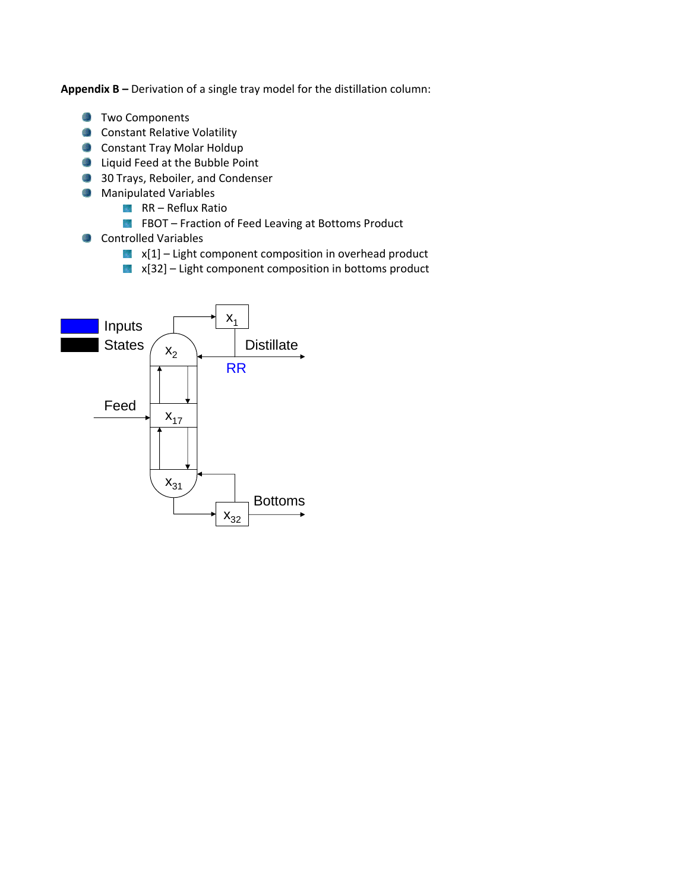**Appendix B –** Derivation of a single tray model for the distillation column:

- Two Components
- Constant Relative Volatility
- Constant Tray Molar Holdup
- Liquid Feed at the Bubble Point
- 30 Trays, Reboiler, and Condenser
- Manipulated Variables
  - RR – Reflux Ratio
  - FBOT – Fraction of Feed Leaving at Bottoms Product
- Controlled Variables
  - x[1] – Light component composition in overhead product
  - x[32] – Light component composition in bottoms product

Inputs
States

$x_1$ Distillate RR

$x_2$

Feed $x_{17}$

$x_{31}$

Bottoms $x_{32}$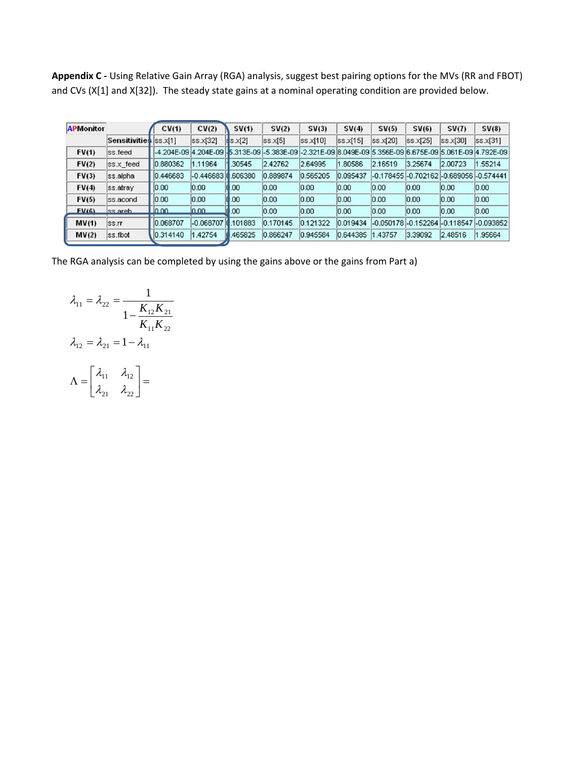**Appendix C -** Using Relative Gain Array (RGA) analysis, suggest best pairing options for the MVs (RR and FBOT) and CVs (X[1] and X[32]). The steady state gains at a nominal operating condition are provided below.

| APMonitor | | CV(1) | CV(2) | SV(1) | SV(2) | SV(3) | SV(4) | SV(5) | SV(6) | SV(7) | SV(8) |
|---|---|---|---|---|---|---|---|---|---|---|---|
| | Sensitivities | ss.x[1] | ss.x[32] | ss.x[2] | ss.x[5] | ss.x[10] | ss.x[15] | ss.x[20] | ss.x[25] | ss.x[30] | ss.x[31] |
| FV(1) | ss.feed | -4.204E-09 | 4.204E-09 | -5.313E-09 | -5.383E-09 | -2.321E-09 | 8.049E-09 | 5.356E-09 | 6.675E-09 | 5.061E-09 | 4.792E-09 |
| FV(2) | ss.x_feed | 0.880362 | 1.11964 | 1.30545 | 2.42762 | 2.64995 | 1.80586 | 2.16519 | 3.25674 | 2.00723 | 1.55214 |
| FV(3) | ss.alpha | 0.446683 | -0.446683 | 0.606380 | 0.889874 | 0.565205 | 0.095437 | -0.178455 | -0.702162 | -0.689056 | -0.574441 |
| FV(4) | ss.atray | 0.00 | 0.00 | 0.00 | 0.00 | 0.00 | 0.00 | 0.00 | 0.00 | 0.00 | 0.00 |
| FV(5) | ss.acond | 0.00 | 0.00 | 0.00 | 0.00 | 0.00 | 0.00 | 0.00 | 0.00 | 0.00 | 0.00 |
| FV(6) | ss.areb | 0.00 | 0.00 | 0.00 | 0.00 | 0.00 | 0.00 | 0.00 | 0.00 | 0.00 | 0.00 |
| MV(1) | ss.rr | 0.068707 | -0.068707 | 0.101883 | 0.170145 | 0.121322 | 0.019434 | -0.050178 | -0.152264 | -0.118547 | -0.093852 |
| MV(2) | ss.fbot | 0.314140 | 1.42754 | 0.465825 | 0.866247 | 0.945584 | 0.644385 | 1.43757 | 3.39092 | 2.48516 | 1.95664 |

The RGA analysis can be completed by using the gains above or the gains from Part a)

$$\lambda_{11} = \lambda_{22} = \frac{1}{1 - \dfrac{K_{12}K_{21}}{K_{11}K_{22}}}$$

$$\lambda_{12} = \lambda_{21} = 1 - \lambda_{11}$$

$$\Lambda = \begin{bmatrix} \lambda_{11} & \lambda_{12} \\ \lambda_{21} & \lambda_{22} \end{bmatrix} =$$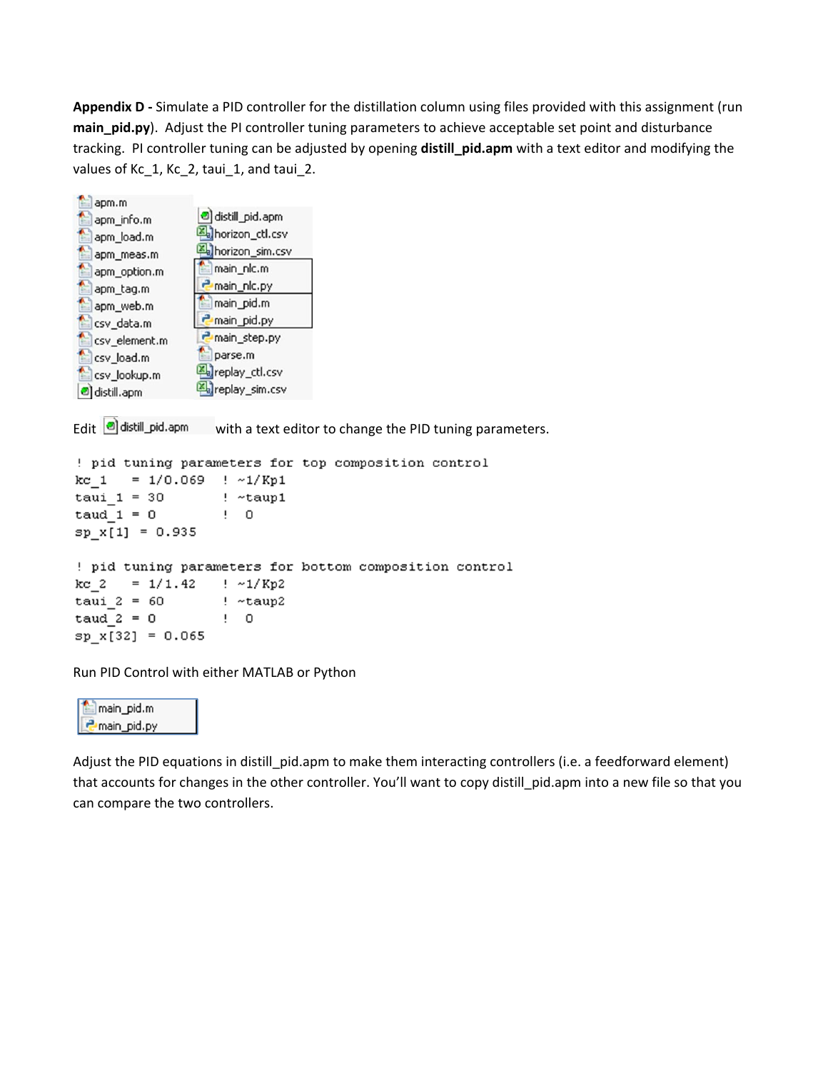**Appendix D -** Simulate a PID controller for the distillation column using files provided with this assignment (run **main_pid.py**). Adjust the PI controller tuning parameters to achieve acceptable set point and disturbance tracking. PI controller tuning can be adjusted by opening **distill_pid.apm** with a text editor and modifying the values of Kc_1, Kc_2, taui_1, and taui_2.

```
apm.m            distill_pid.apm
apm_info.m       horizon_ctl.csv
apm_load.m       horizon_sim.csv
apm_meas.m       main_nlc.m
apm_option.m     main_nlc.py
apm_tag.m        main_pid.m
apm_web.m        main_pid.py
csv_data.m       main_step.py
csv_element.m    parse.m
csv_load.m       replay_ctl.csv
csv_lookup.m     replay_sim.csv
distill.apm
```

Edit distill_pid.apm with a text editor to change the PID tuning parameters.

```
! pid tuning parameters for top composition control
kc_1   = 1/0.069  ! ~1/Kp1
taui_1 = 30       ! ~taup1
taud_1 = 0        !  0
sp_x[1]  = 0.935

! pid tuning parameters for bottom composition control
kc_2   = 1/1.42   ! ~1/Kp2
taui_2 = 60       ! ~taup2
taud_2 = 0        !  0
sp_x[32]  = 0.065
```

Run PID Control with either MATLAB or Python

```
main_pid.m
main_pid.py
```

Adjust the PID equations in distill_pid.apm to make them interacting controllers (i.e. a feedforward element) that accounts for changes in the other controller. You'll want to copy distill_pid.apm into a new file so that you can compare the two controllers.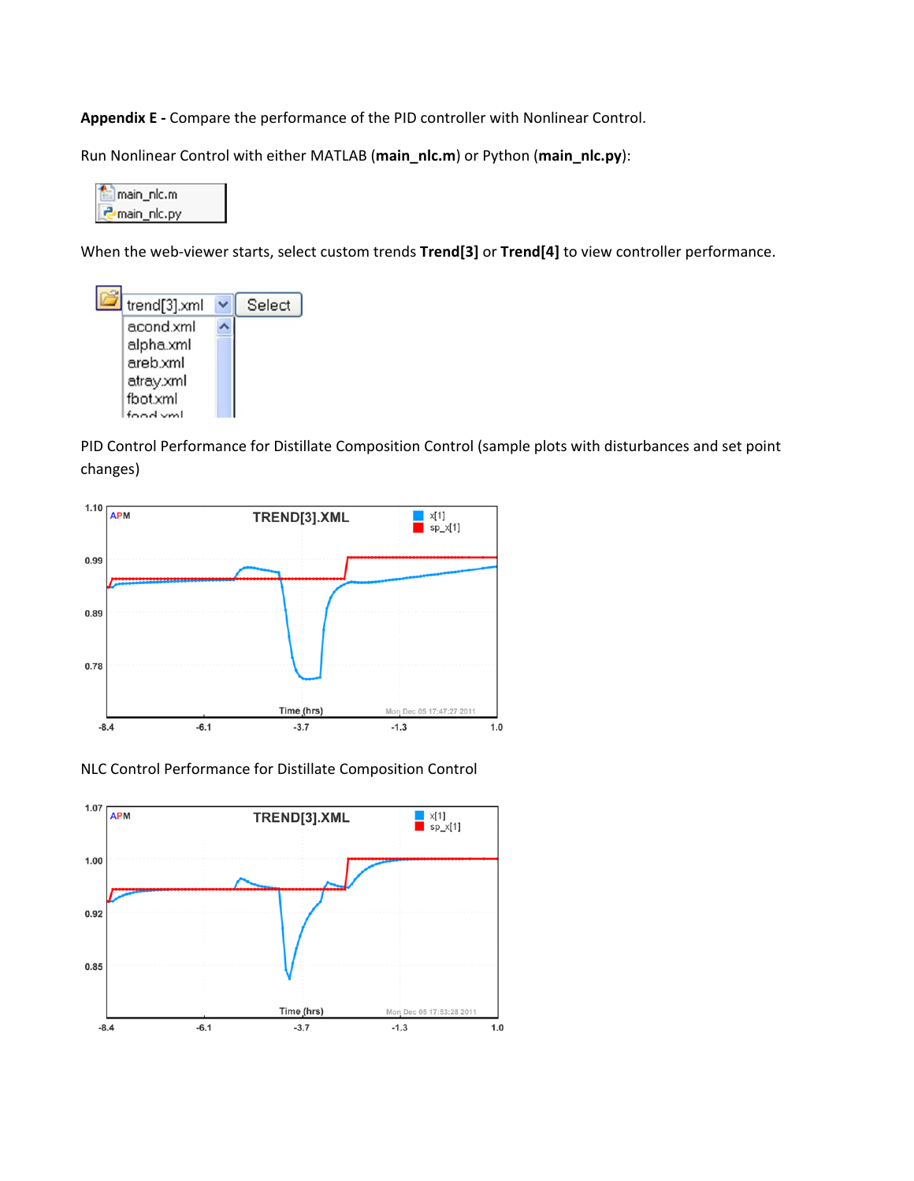**Appendix E -** Compare the performance of the PID controller with Nonlinear Control.

Run Nonlinear Control with either MATLAB (**main_nlc.m**) or Python (**main_nlc.py**):

main_nlc.m
main_nlc.py

When the web-viewer starts, select custom trends **Trend[3]** or **Trend[4]** to view controller performance.

trend[3].xml
Select
acond.xml
alpha.xml
areb.xml
atray.xml
fbot.xml
feed.xml

PID Control Performance for Distillate Composition Control (sample plots with disturbances and set point changes)

APM
TREND[3].XML
x[1]
sp_x[1]
1.10
0.99
0.89
0.78
Time (hrs)
Mon Dec 05 17:47:27 2011
-8.4
-6.1
-3.7
-1.3
1.0

NLC Control Performance for Distillate Composition Control

APM
TREND[3].XML
x[1]
sp_x[1]
1.07
1.00
0.92
0.85
Time (hrs)
Mon Dec 05 17:53:28 2011
-8.4
-6.1
-3.7
-1.3
1.0